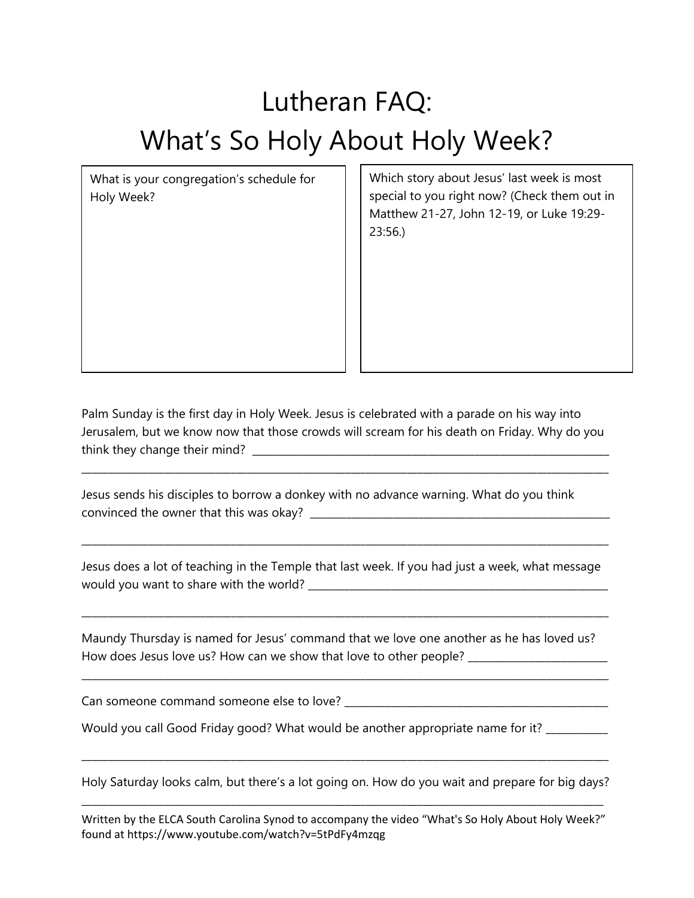# Lutheran FAQ: What's So Holy About Holy Week?

| What is your congregation's schedule for Holy Week? | Which story about Jesus' last week is most special to you right now? (Check them out in Matthew 21-27, John 12-19, or Luke 19:29-23:56.) |
| --- | --- |
| | |

Palm Sunday is the first day in Holy Week. Jesus is celebrated with a parade on his way into Jerusalem, but we know now that those crowds will scream for his death on Friday. Why do you think they change their mind? ______________________________________________________________

______________________________________________________________________________________

Jesus sends his disciples to borrow a donkey with no advance warning. What do you think convinced the owner that this was okay? ______________________________________________

______________________________________________________________________________________

Jesus does a lot of teaching in the Temple that last week. If you had just a week, what message would you want to share with the world? ______________________________________________

______________________________________________________________________________________

Maundy Thursday is named for Jesus' command that we love one another as he has loved us? How does Jesus love us? How can we show that love to other people? ______________________

______________________________________________________________________________________

Can someone command someone else to love? ___________________________________________

Would you call Good Friday good? What would be another appropriate name for it? __________

______________________________________________________________________________________

Holy Saturday looks calm, but there's a lot going on. How do you wait and prepare for big days?

______________________________________________________________________________________

Written by the ELCA South Carolina Synod to accompany the video "What's So Holy About Holy Week?" found at https://www.youtube.com/watch?v=5tPdFy4mzqg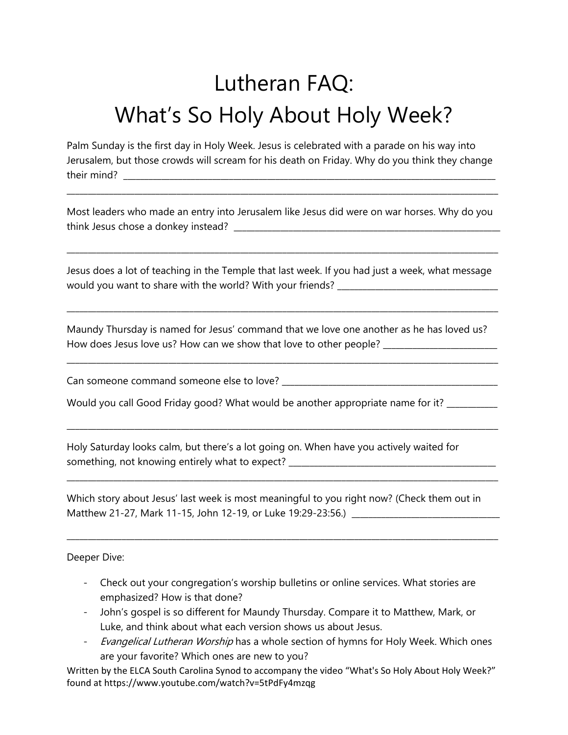# Lutheran FAQ:
# What's So Holy About Holy Week?

Palm Sunday is the first day in Holy Week. Jesus is celebrated with a parade on his way into Jerusalem, but those crowds will scream for his death on Friday. Why do you think they change their mind? ______________________________________________________________________________

______________________________________________________________________________

Most leaders who made an entry into Jerusalem like Jesus did were on war horses. Why do you think Jesus chose a donkey instead? ______________________________________________________

______________________________________________________________________________

Jesus does a lot of teaching in the Temple that last week. If you had just a week, what message would you want to share with the world? With your friends? ________________________________

______________________________________________________________________________

Maundy Thursday is named for Jesus' command that we love one another as he has loved us? How does Jesus love us? How can we show that love to other people? ______________________

______________________________________________________________________________

Can someone command someone else to love? ____________________________________________

Would you call Good Friday good? What would be another appropriate name for it? __________

______________________________________________________________________________

Holy Saturday looks calm, but there's a lot going on. When have you actively waited for something, not knowing entirely what to expect? __________________________________________

______________________________________________________________________________

Which story about Jesus' last week is most meaningful to you right now? (Check them out in Matthew 21-27, Mark 11-15, John 12-19, or Luke 19:29-23:56.) ______________________________

______________________________________________________________________________

Deeper Dive:

- Check out your congregation's worship bulletins or online services. What stories are emphasized? How is that done?
- John's gospel is so different for Maundy Thursday. Compare it to Matthew, Mark, or Luke, and think about what each version shows us about Jesus.
- *Evangelical Lutheran Worship* has a whole section of hymns for Holy Week. Which ones are your favorite? Which ones are new to you?

Written by the ELCA South Carolina Synod to accompany the video "What's So Holy About Holy Week?" found at https://www.youtube.com/watch?v=5tPdFy4mzqg